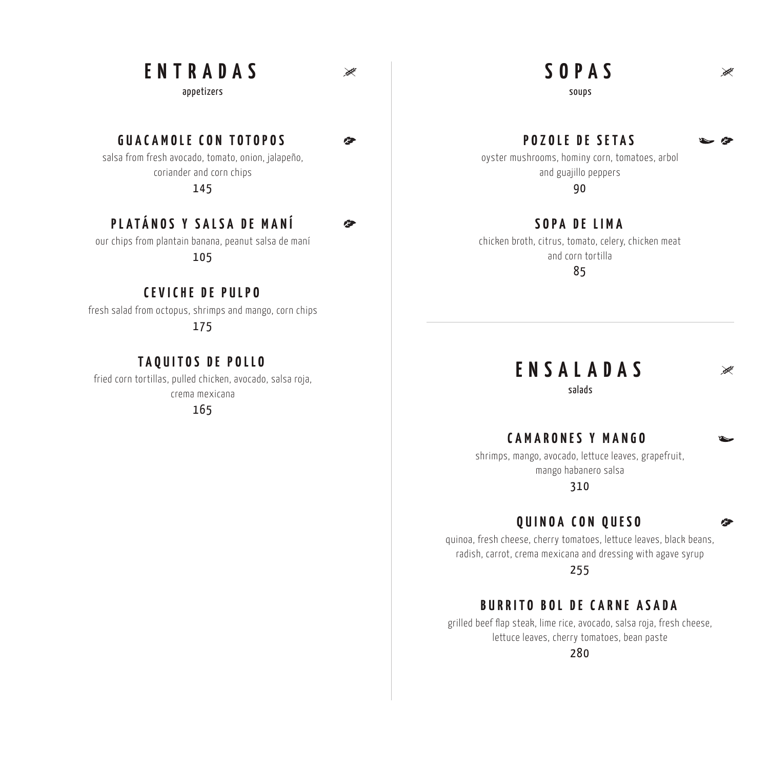# ENTRADAS

appetizers

## GUACAMOLE CON TOTOPOS

salsa from fresh avocado, tomato, onion, jalapeño, coriander and corn chips

145

## PLATÁNOS Y SALSA DE MANÍ

our chips from plantain banana, peanut salsa de maní

105

## CEVICHE DE PULPO

fresh salad from octopus, shrimps and mango, corn chips

175

## TAQUITOS DE POLLO

fried corn tortillas, pulled chicken, avocado, salsa roja, crema mexicana

165

# SOPAS

soups

## POZOLE DE SETAS

oyster mushrooms, hominy corn, tomatoes, arbol and guajillo peppers

90

## SOPA DE LIMA

chicken broth, citrus, tomato, celery, chicken meat and corn tortilla

85

# ENSALADAS

salads

## CAMARONES Y MANGO

shrimps, mango, avocado, lettuce leaves, grapefruit, mango habanero salsa

310

## QUINOA CON QUESO

quinoa, fresh cheese, cherry tomatoes, lettuce leaves, black beans, radish, carrot, crema mexicana and dressing with agave syrup

255

## BURRITO BOL DE CARNE ASADA

grilled beef flap steak, lime rice, avocado, salsa roja, fresh cheese, lettuce leaves, cherry tomatoes, bean paste

280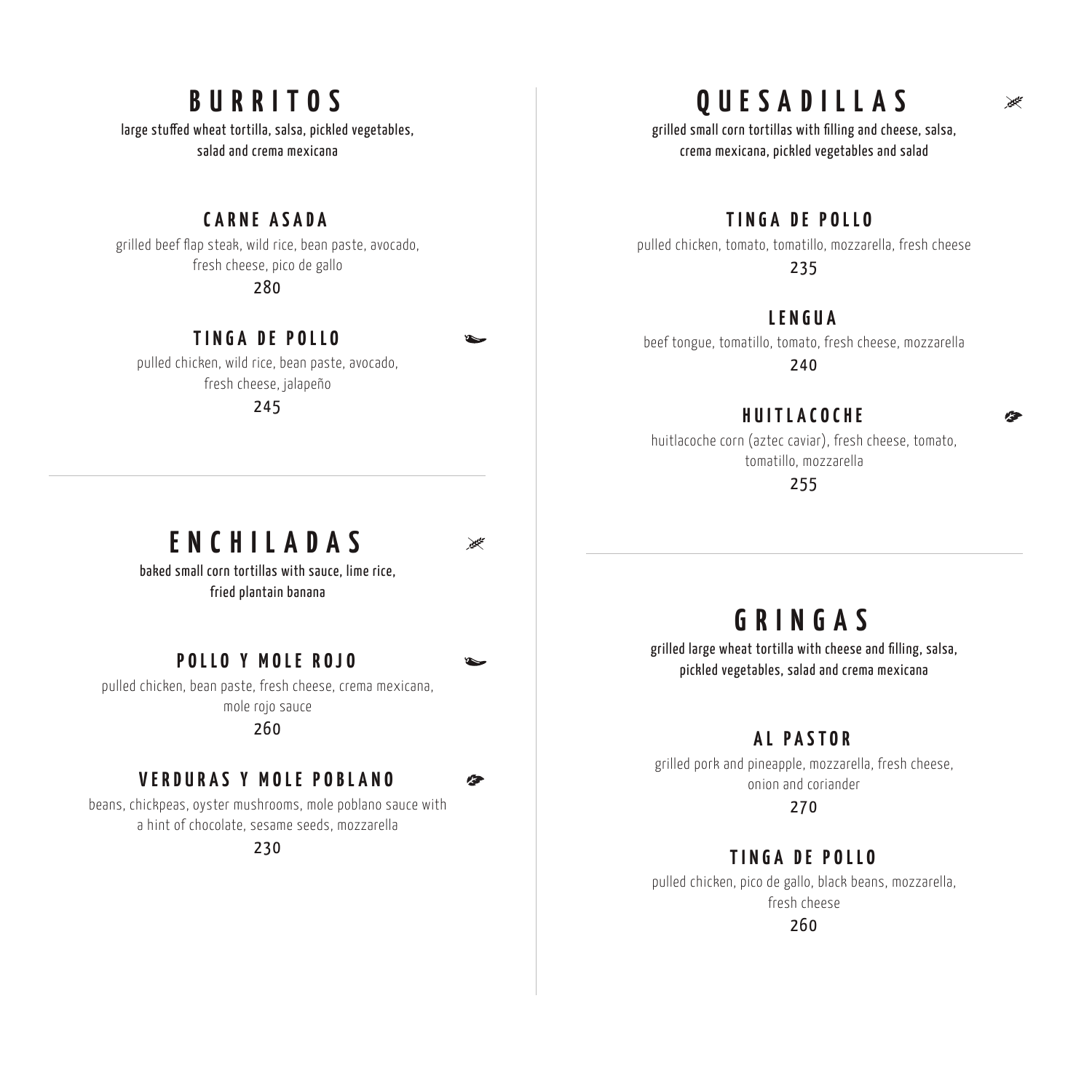# BURRITOS

large stuffed wheat tortilla, salsa, pickled vegetables, salad and crema mexicana

## CARNE ASADA

grilled beef flap steak, wild rice, bean paste, avocado, fresh cheese, pico de gallo

280

## TINGA DE POLLO

pulled chicken, wild rice, bean paste, avocado, fresh cheese, jalapeño

245

# ENCHILADAS

baked small corn tortillas with sauce, lime rice, fried plantain banana

## POLLO Y MOLE ROJO

pulled chicken, bean paste, fresh cheese, crema mexicana, mole rojo sauce

260

## VERDURAS Y MOLE POBLANO

beans, chickpeas, oyster mushrooms, mole poblano sauce with a hint of chocolate, sesame seeds, mozzarella

230

# QUESADILLAS

grilled small corn tortillas with filling and cheese, salsa, crema mexicana, pickled vegetables and salad

## TINGA DE POLLO

pulled chicken, tomato, tomatillo, mozzarella, fresh cheese

235

## LENGUA

beef tongue, tomatillo, tomato, fresh cheese, mozzarella

240

## HUITLACOCHE

huitlacoche corn (aztec caviar), fresh cheese, tomato, tomatillo, mozzarella

255

# GRINGAS

grilled large wheat tortilla with cheese and filling, salsa, pickled vegetables, salad and crema mexicana

## AL PASTOR

grilled pork and pineapple, mozzarella, fresh cheese, onion and coriander

270

## TINGA DE POLLO

pulled chicken, pico de gallo, black beans, mozzarella, fresh cheese

260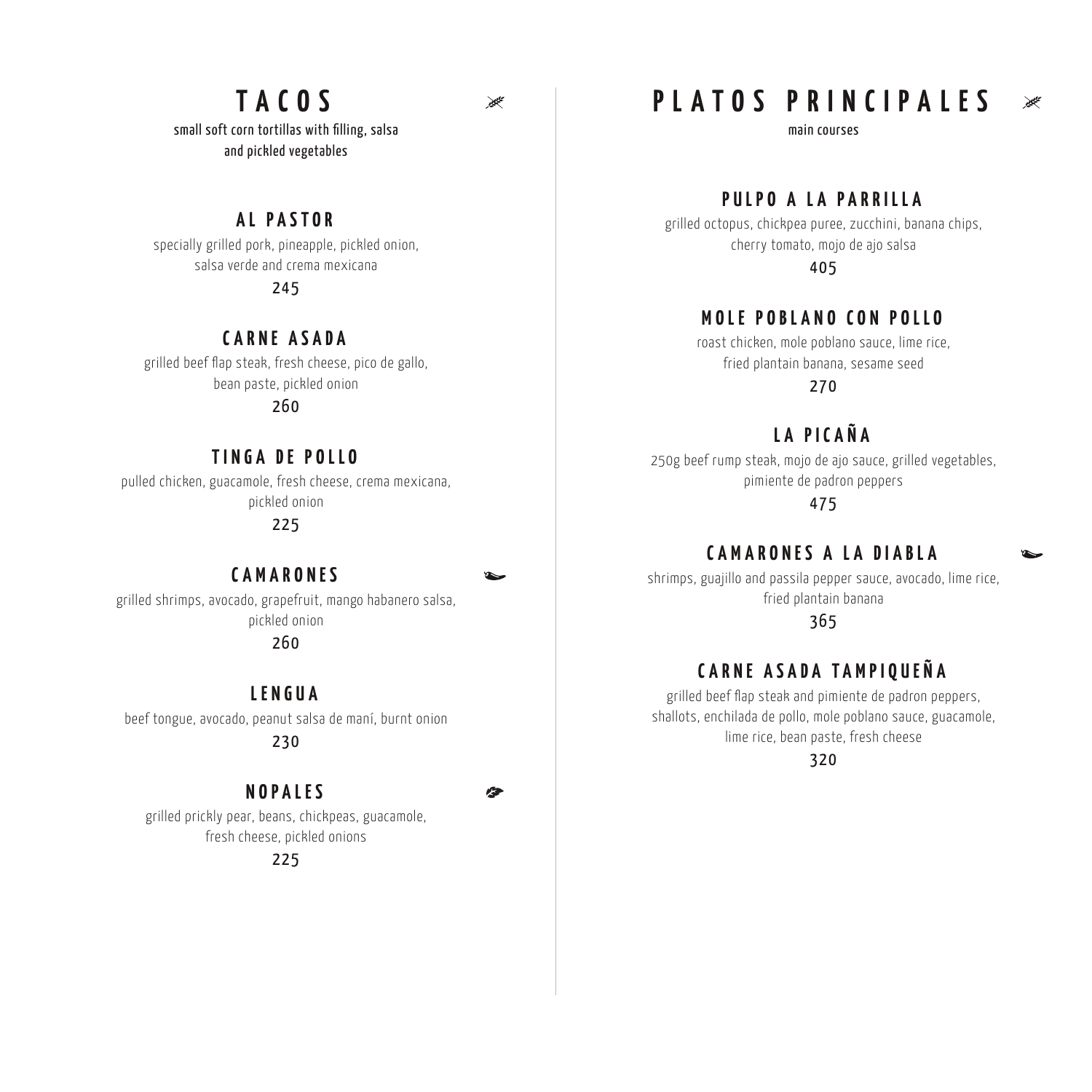# TACOS

small soft corn tortillas with filling, salsa and pickled vegetables

## AL PASTOR

specially grilled pork, pineapple, pickled onion, salsa verde and crema mexicana

245

## CARNE ASADA

grilled beef flap steak, fresh cheese, pico de gallo, bean paste, pickled onion

260

## TINGA DE POLLO

pulled chicken, guacamole, fresh cheese, crema mexicana, pickled onion

225

## CAMARONES

grilled shrimps, avocado, grapefruit, mango habanero salsa, pickled onion

260

## LENGUA

beef tongue, avocado, peanut salsa de maní, burnt onion

230

## NOPALES

grilled prickly pear, beans, chickpeas, guacamole, fresh cheese, pickled onions

225

# PLATOS PRINCIPALES

main courses

## PULPO A LA PARRILLA

grilled octopus, chickpea puree, zucchini, banana chips, cherry tomato, mojo de ajo salsa

405

## MOLE POBLANO CON POLLO

roast chicken, mole poblano sauce, lime rice, fried plantain banana, sesame seed

270

## LA PICAÑA

250g beef rump steak, mojo de ajo sauce, grilled vegetables, pimiente de padron peppers

475

## CAMARONES A LA DIABLA

shrimps, guajillo and passila pepper sauce, avocado, lime rice, fried plantain banana

365

## CARNE ASADA TAMPIQUEÑA

grilled beef flap steak and pimiente de padron peppers, shallots, enchilada de pollo, mole poblano sauce, guacamole, lime rice, bean paste, fresh cheese

320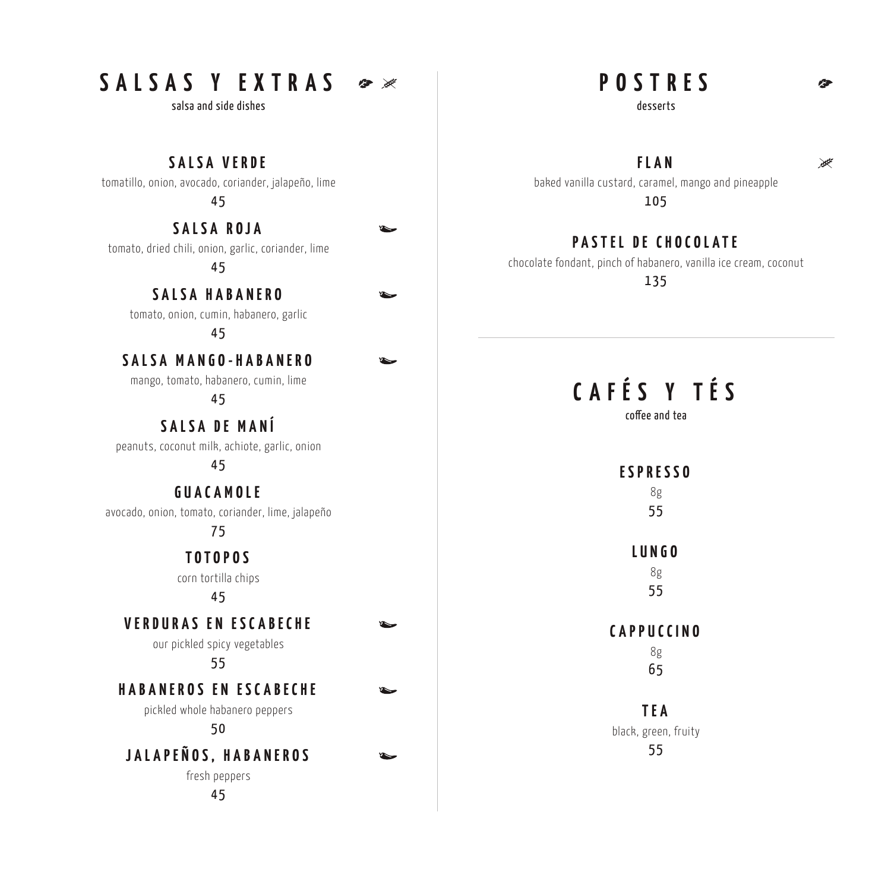## SALSAS Y EXTRAS

salsa and side dishes

### SALSA VERDE

tomatillo, onion, avocado, coriander, jalapeño, lime

45

### SALSA ROJA

tomato, dried chili, onion, garlic, coriander, lime

45

### SALSA HABANERO

tomato, onion, cumin, habanero, garlic

45

### SALSA MANGO-HABANERO

mango, tomato, habanero, cumin, lime

45

### SALSA DE MANÍ

peanuts, coconut milk, achiote, garlic, onion

45

### GUACAMOLE

avocado, onion, tomato, coriander, lime, jalapeño

75

### TOTOPOS

corn tortilla chips

45

### VERDURAS EN ESCABECHE

our pickled spicy vegetables

55

### HABANEROS EN ESCABECHE

pickled whole habanero peppers

50

### JALAPEÑOS, HABANEROS

fresh peppers

45

## POSTRES

desserts

### FLAN

baked vanilla custard, caramel, mango and pineapple

105

### PASTEL DE CHOCOLATE

chocolate fondant, pinch of habanero, vanilla ice cream, coconut

135

## CAFÉS Y TÉS

coffee and tea

### ESPRESSO

8g

55

### LUNGO

8g

55

### CAPPUCCINO

8g

65

### TEA

black, green, fruity

55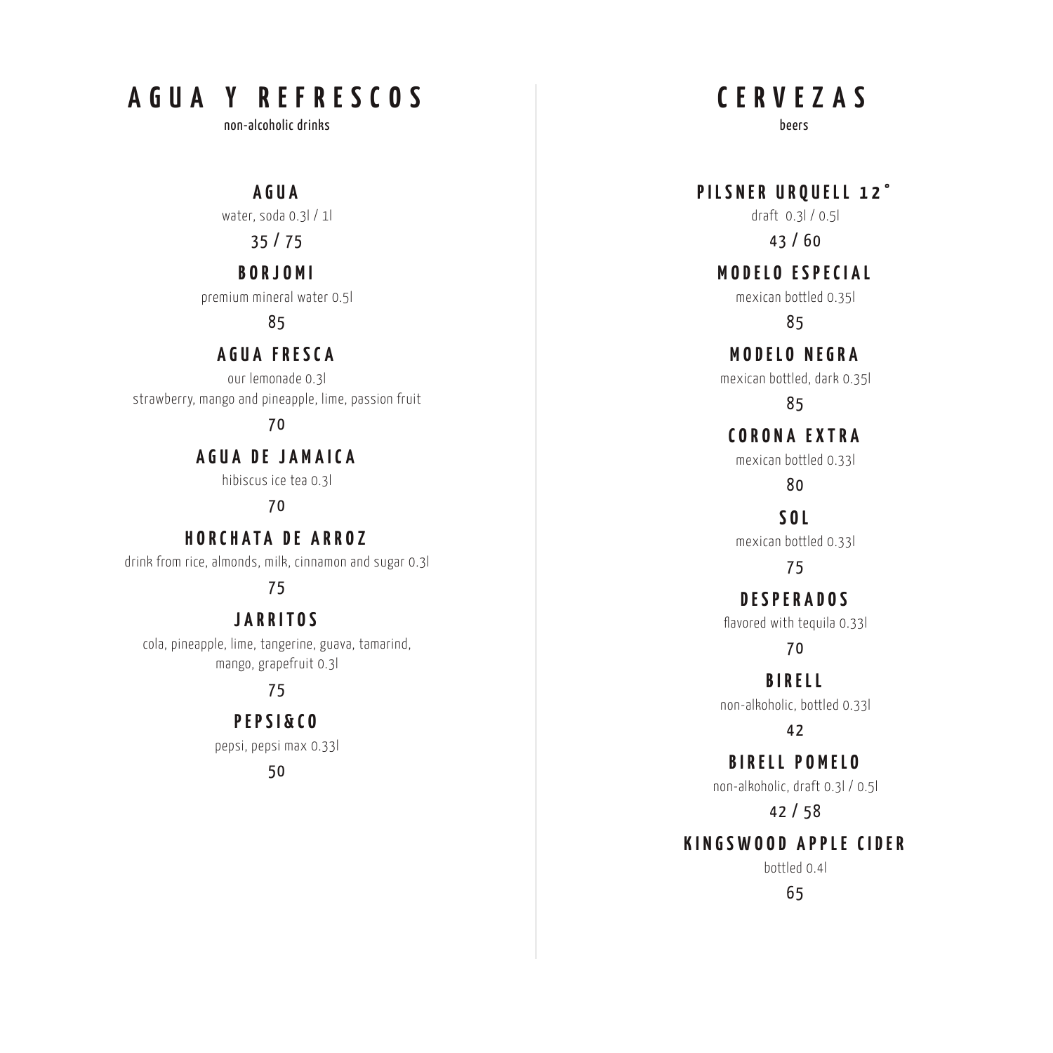# AGUA Y REFRESCOS

non-alcoholic drinks

### AGUA

water, soda 0.3l / 1l

35 / 75

### BORJOMI

premium mineral water 0.5l

85

### AGUA FRESCA

our lemonade 0.3l

strawberry, mango and pineapple, lime, passion fruit

70

### AGUA DE JAMAICA

hibiscus ice tea 0.3l

70

### HORCHATA DE ARROZ

drink from rice, almonds, milk, cinnamon and sugar 0.3l

75

### JARRITOS

cola, pineapple, lime, tangerine, guava, tamarind, mango, grapefruit 0.3l

75

### PEPSI&CO

pepsi, pepsi max 0.33l

50

# CERVEZAS

beers

### PILSNER URQUELL 12°

draft 0.3l / 0.5l

43 / 60

### MODELO ESPECIAL

mexican bottled 0.35l

85

### MODELO NEGRA

mexican bottled, dark 0.35l

85

### CORONA EXTRA

mexican bottled 0.33l

80

### SOL

mexican bottled 0.33l

75

### DESPERADOS

flavored with tequila 0.33l

70

### BIRELL

non-alkoholic, bottled 0.33l

42

### BIRELL POMELO

non-alkoholic, draft 0.3l / 0.5l

42 / 58

### KINGSWOOD APPLE CIDER

bottled 0.4l

65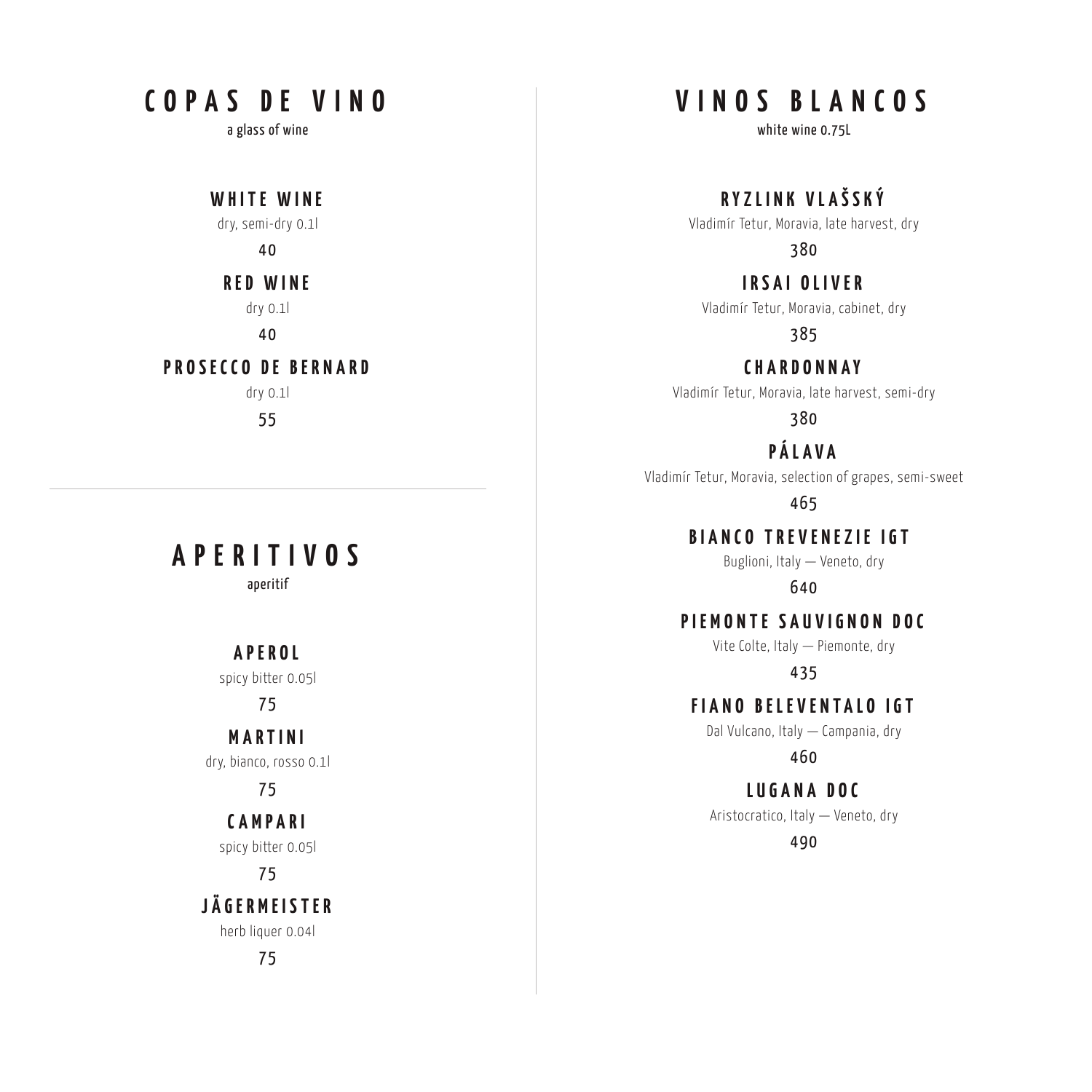# COPAS DE VINO

a glass of wine

### WHITE WINE

dry, semi-dry 0.1l

40

### RED WINE

dry 0.1l

40

### PROSECCO DE BERNARD

dry 0.1l

55

# APERITIVOS

aperitif

### APEROL

spicy bitter 0.05l

75

### MARTINI

dry, bianco, rosso 0.1l

75

### CAMPARI

spicy bitter 0.05l

75

### JÄGERMEISTER

herb liquer 0.04l

75

# VINOS BLANCOS

white wine 0.75L

### RYZLINK VLAŠSKÝ

Vladimír Tetur, Moravia, late harvest, dry

380

### IRSAI OLIVER

Vladimír Tetur, Moravia, cabinet, dry

385

### CHARDONNAY

Vladimír Tetur, Moravia, late harvest, semi-dry

380

### PÁLAVA

Vladimír Tetur, Moravia, selection of grapes, semi-sweet

465

### BIANCO TREVENEZIE IGT

Buglioni, Italy — Veneto, dry

640

### PIEMONTE SAUVIGNON DOC

Vite Colte, Italy — Piemonte, dry

435

### FIANO BELEVENTALO IGT

Dal Vulcano, Italy — Campania, dry

460

### LUGANA DOC

Aristocratico, Italy — Veneto, dry

490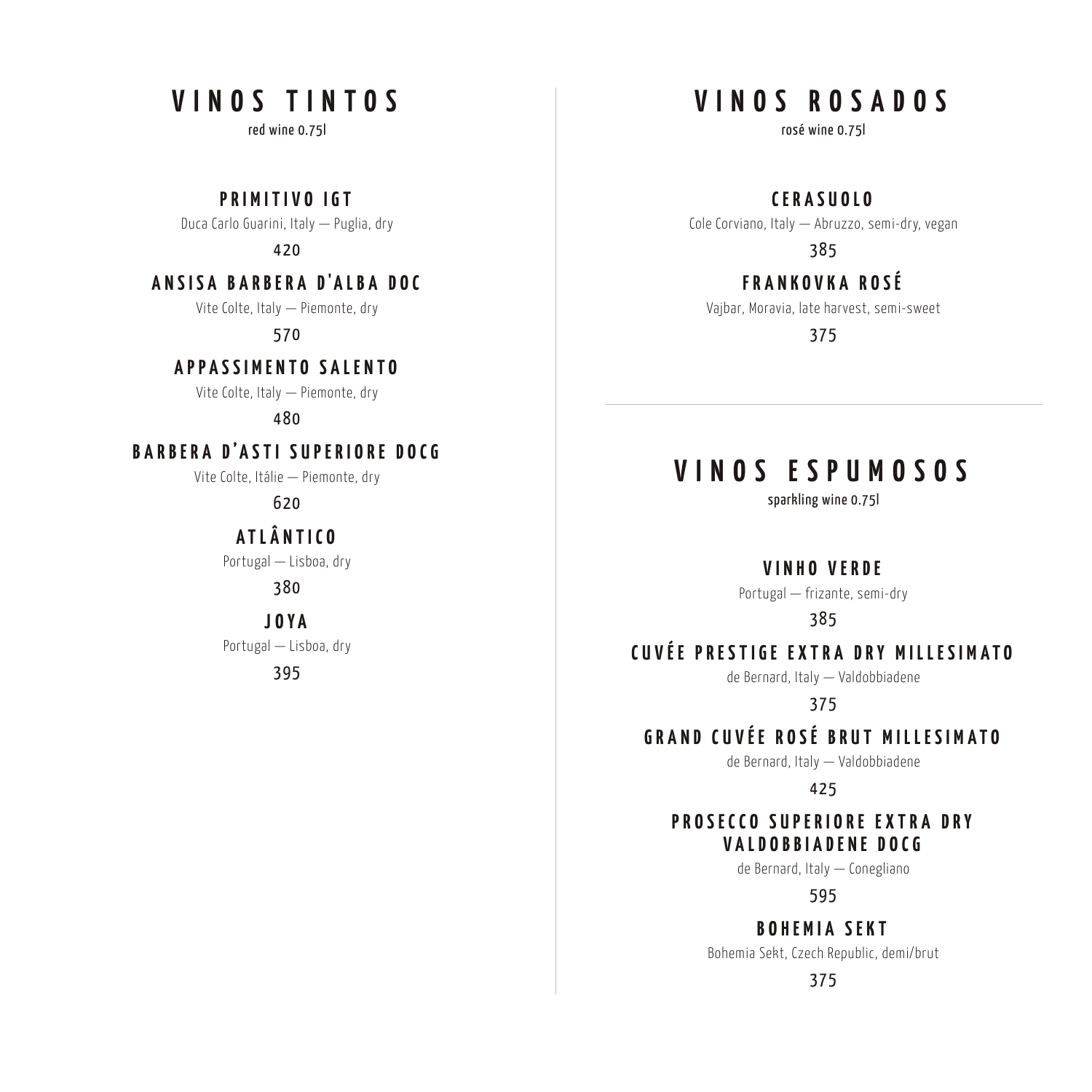# VINOS TINTOS

red wine 0.75l

### PRIMITIVO IGT

Duca Carlo Guarini, Italy — Puglia, dry

420

### ANSISA BARBERA D'ALBA DOC

Vite Colte, Italy — Piemonte, dry

570

### APPASSIMENTO SALENTO

Vite Colte, Italy — Piemonte, dry

480

### BARBERA D'ASTI SUPERIORE DOCG

Vite Colte, Itálie — Piemonte, dry

620

### ATLÂNTICO

Portugal — Lisboa, dry

380

### JOYA

Portugal — Lisboa, dry

395

# VINOS ROSADOS

rosé wine 0.75l

### CERASUOLO

Cole Corviano, Italy — Abruzzo, semi-dry, vegan

385

### FRANKOVKA ROSÉ

Vajbar, Moravia, late harvest, semi-sweet

375

# VINOS ESPUMOSOS

sparkling wine 0.75l

### VINHO VERDE

Portugal — frizante, semi-dry

385

### CUVÉE PRESTIGE EXTRA DRY MILLESIMATO

de Bernard, Italy — Valdobbiadene

375

### GRAND CUVÉE ROSÉ BRUT MILLESIMATO

de Bernard, Italy — Valdobbiadene

425

### PROSECCO SUPERIORE EXTRA DRY VALDOBBIADENE DOCG

de Bernard, Italy — Conegliano

595

### BOHEMIA SEKT

Bohemia Sekt, Czech Republic, demi/brut

375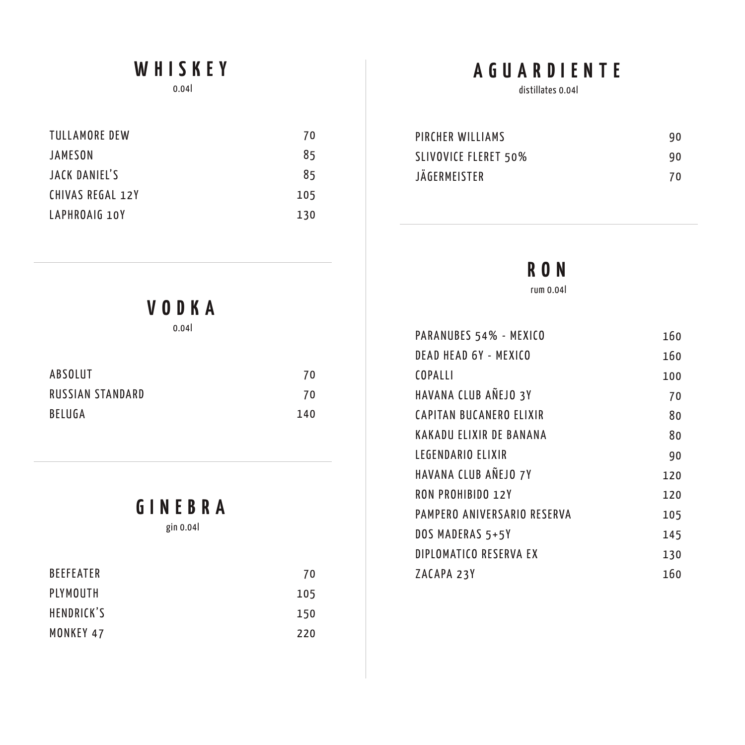## WHISKEY

0.04l

| | |
|---|---|
| TULLAMORE DEW | 70 |
| JAMESON | 85 |
| JACK DANIEL'S | 85 |
| CHIVAS REGAL 12Y | 105 |
| LAPHROAIG 10Y | 130 |

## VODKA

0.04l

| | |
|---|---|
| ABSOLUT | 70 |
| RUSSIAN STANDARD | 70 |
| BELUGA | 140 |

## GINEBRA

gin 0.04l

| | |
|---|---|
| BEEFEATER | 70 |
| PLYMOUTH | 105 |
| HENDRICK'S | 150 |
| MONKEY 47 | 220 |

## AGUARDIENTE

distillates 0.04l

| | |
|---|---|
| PIRCHER WILLIAMS | 90 |
| SLIVOVICE FLERET 50% | 90 |
| JÄGERMEISTER | 70 |

## RON

rum 0.04l

| | |
|---|---|
| PARANUBES 54% - MEXICO | 160 |
| DEAD HEAD 6Y - MEXICO | 160 |
| COPALLI | 100 |
| HAVANA CLUB AÑEJO 3Y | 70 |
| CAPITAN BUCANERO ELIXIR | 80 |
| KAKADU ELIXIR DE BANANA | 80 |
| LEGENDARIO ELIXIR | 90 |
| HAVANA CLUB AÑEJO 7Y | 120 |
| RON PROHIBIDO 12Y | 120 |
| PAMPERO ANIVERSARIO RESERVA | 105 |
| DOS MADERAS 5+5Y | 145 |
| DIPLOMATICO RESERVA EX | 130 |
| ZACAPA 23Y | 160 |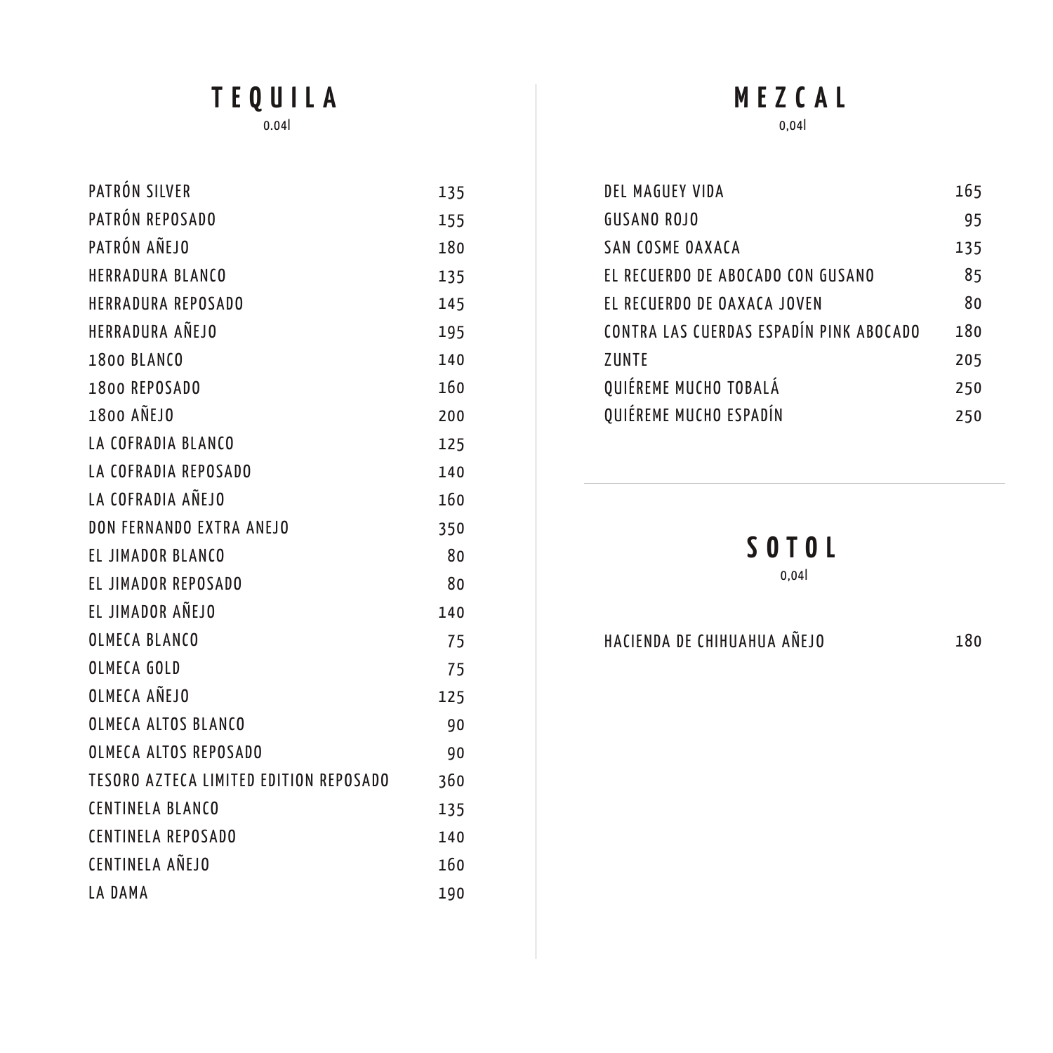# TEQUILA

0.04l

| | |
|---|---|
| PATRÓN SILVER | 135 |
| PATRÓN REPOSADO | 155 |
| PATRÓN AÑEJO | 180 |
| HERRADURA BLANCO | 135 |
| HERRADURA REPOSADO | 145 |
| HERRADURA AÑEJO | 195 |
| 1800 BLANCO | 140 |
| 1800 REPOSADO | 160 |
| 1800 AÑEJO | 200 |
| LA COFRADIA BLANCO | 125 |
| LA COFRADIA REPOSADO | 140 |
| LA COFRADIA AÑEJO | 160 |
| DON FERNANDO EXTRA ANEJO | 350 |
| EL JIMADOR BLANCO | 80 |
| EL JIMADOR REPOSADO | 80 |
| EL JIMADOR AÑEJO | 140 |
| OLMECA BLANCO | 75 |
| OLMECA GOLD | 75 |
| OLMECA AÑEJO | 125 |
| OLMECA ALTOS BLANCO | 90 |
| OLMECA ALTOS REPOSADO | 90 |
| TESORO AZTECA LIMITED EDITION REPOSADO | 360 |
| CENTINELA BLANCO | 135 |
| CENTINELA REPOSADO | 140 |
| CENTINELA AÑEJO | 160 |
| LA DAMA | 190 |

# MEZCAL

0,04l

| | |
|---|---|
| DEL MAGUEY VIDA | 165 |
| GUSANO ROJO | 95 |
| SAN COSME OAXACA | 135 |
| EL RECUERDO DE ABOCADO CON GUSANO | 85 |
| EL RECUERDO DE OAXACA JOVEN | 80 |
| CONTRA LAS CUERDAS ESPADÍN PINK ABOCADO | 180 |
| ZUNTE | 205 |
| QUIÉREME MUCHO TOBALÁ | 250 |
| QUIÉREME MUCHO ESPADÍN | 250 |

# SOTOL

0,04l

| | |
|---|---|
| HACIENDA DE CHIHUAHUA AÑEJO | 180 |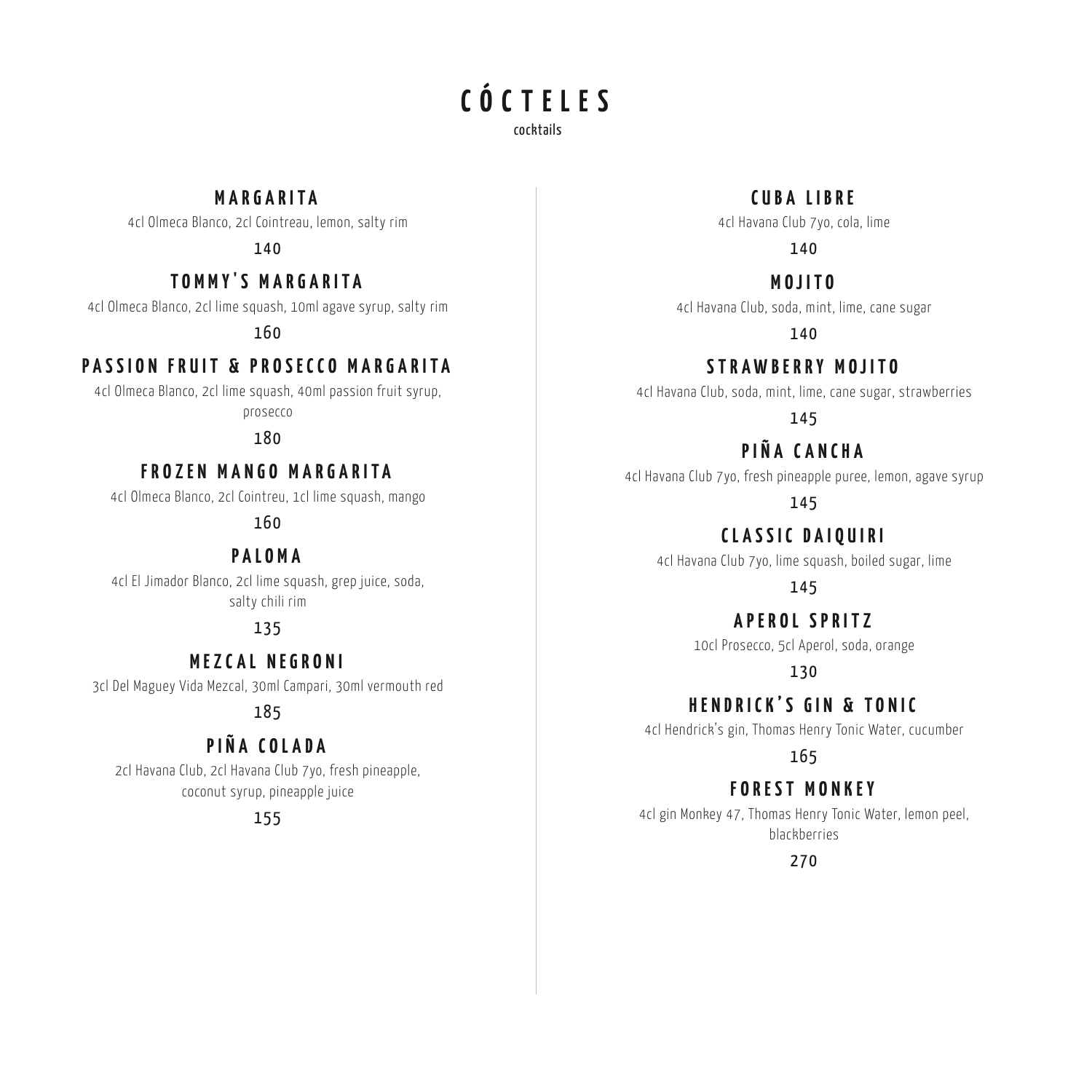# CÓCTELES

cocktails

## MARGARITA

4cl Olmeca Blanco, 2cl Cointreau, lemon, salty rim

140

## TOMMY'S MARGARITA

4cl Olmeca Blanco, 2cl lime squash, 10ml agave syrup, salty rim

160

## PASSION FRUIT & PROSECCO MARGARITA

4cl Olmeca Blanco, 2cl lime squash, 40ml passion fruit syrup, prosecco

180

## FROZEN MANGO MARGARITA

4cl Olmeca Blanco, 2cl Cointreu, 1cl lime squash, mango

160

## PALOMA

4cl El Jimador Blanco, 2cl lime squash, grep juice, soda, salty chili rim

135

## MEZCAL NEGRONI

3cl Del Maguey Vida Mezcal, 30ml Campari, 30ml vermouth red

185

## PIÑA COLADA

2cl Havana Club, 2cl Havana Club 7yo, fresh pineapple, coconut syrup, pineapple juice

155

## CUBA LIBRE

4cl Havana Club 7yo, cola, lime

140

## MOJITO

4cl Havana Club, soda, mint, lime, cane sugar

140

## STRAWBERRY MOJITO

4cl Havana Club, soda, mint, lime, cane sugar, strawberries

145

## PIÑA CANCHA

4cl Havana Club 7yo, fresh pineapple puree, lemon, agave syrup

145

## CLASSIC DAIQUIRI

4cl Havana Club 7yo, lime squash, boiled sugar, lime

145

## APEROL SPRITZ

10cl Prosecco, 5cl Aperol, soda, orange

130

## HENDRICK'S GIN & TONIC

4cl Hendrick's gin, Thomas Henry Tonic Water, cucumber

165

## FOREST MONKEY

4cl gin Monkey 47, Thomas Henry Tonic Water, lemon peel, blackberries

270